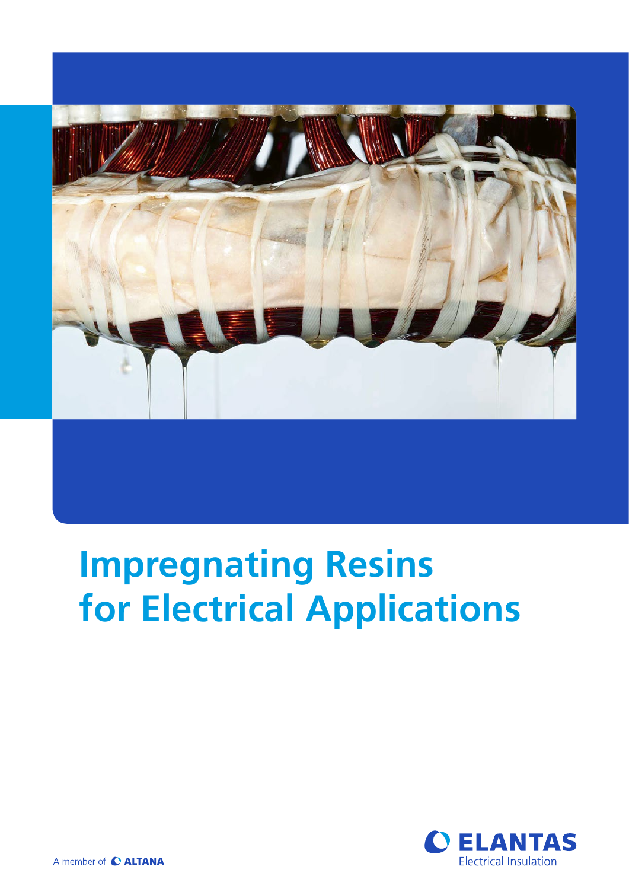# Impregnating Resins for Electrical Applications

ELANTAS Electrical Insulation

A member of ALTANA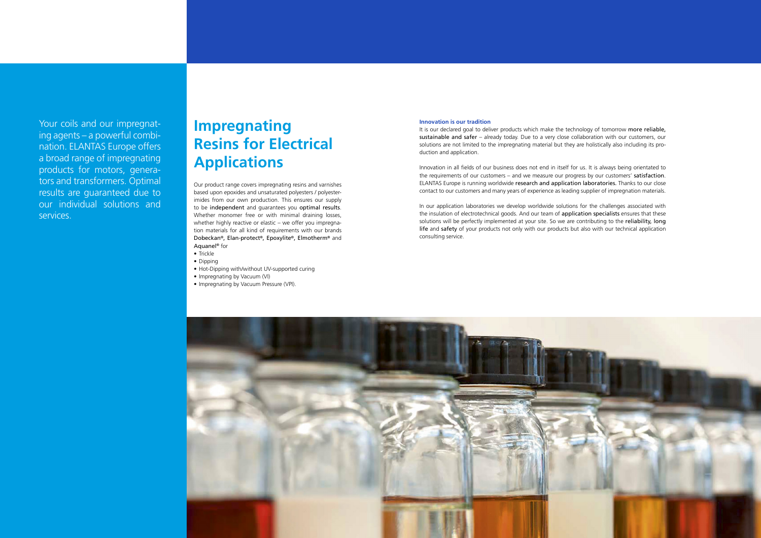Your coils and our impregnating agents – a powerful combination. ELANTAS Europe offers a broad range of impregnating products for motors, generators and transformers. Optimal results are guaranteed due to our individual solutions and services.

# Impregnating Resins for Electrical Applications

Our product range covers impregnating resins and varnishes based upon epoxides and unsaturated polyesters / polyesterimides from our own production. This ensures our supply to be independent and guarantees you optimal results. Whether monomer free or with minimal draining losses, whether highly reactive or elastic – we offer you impregnation materials for all kind of requirements with our brands Dobeckan®, Elan-protect®, Epoxylite®, Elmotherm® and Aquanel® for

- Trickle
- Dipping
- Hot-Dipping with/without UV-supported curing
- Impregnating by Vacuum (VI)
- Impregnating by Vacuum Pressure (VPI).

**Innovation is our tradition**

It is our declared goal to deliver products which make the technology of tomorrow more reliable, sustainable and safer – already today. Due to a very close collaboration with our customers, our solutions are not limited to the impregnating material but they are holistically also including its production and application.

Innovation in all fields of our business does not end in itself for us. It is always being orientated to the requirements of our customers – and we measure our progress by our customers' satisfaction. ELANTAS Europe is running worldwide research and application laboratories. Thanks to our close contact to our customers and many years of experience as leading supplier of impregnation materials.

In our application laboratories we develop worldwide solutions for the challenges associated with the insulation of electrotechnical goods. And our team of application specialists ensures that these solutions will be perfectly implemented at your site. So we are contributing to the reliability, long life and safety of your products not only with our products but also with our technical application consulting service.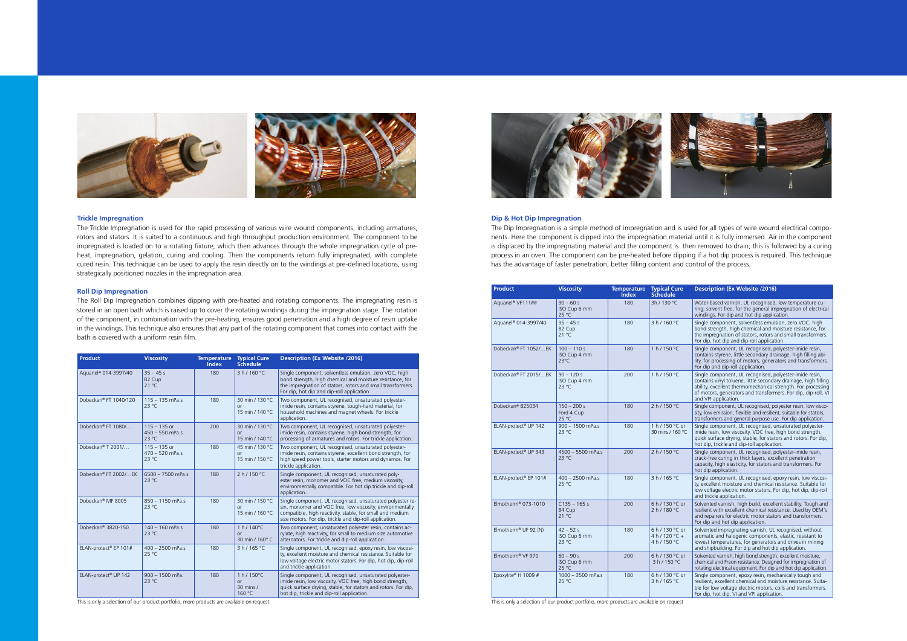### Trickle Impregnation

The Trickle Impregnation is used for the rapid processing of various wire wound components, including armatures, rotors and stators. It is suited to a continuous and high throughput production environment. The component to be impregnated is loaded on to a rotating fixture, which then advances through the whole impregnation cycle of preheat, impregnation, gelation, curing and cooling. Then the components return fully impregnated, with complete cured resin. This technique can be used to apply the resin directly on to the windings at pre-defined locations, using strategically positioned nozzles in the impregnation area.

### Roll Dip Impregnation

The Roll Dip Impregnation combines dipping with pre-heated and rotating components. The impregnating resin is stored in an open bath which is raised up to cover the rotating windings during the impregnation stage. The rotation of the component, in combination with the pre-heating, ensures good penetration and a high degree of resin uptake in the windings. This technique also ensures that any part of the rotating component that comes into contact with the bath is covered with a uniform resin film.

| Product | Viscosity | Temperature Index | Typical Cure Schedule | Description (Ex Website /2016) |
|---|---|---|---|---|
| Aquanel® 014-3997/40 | 35 – 45 s B2 Cup 21 °C | 180 | 3 h / 160 °C | Single component, solventless emulsion, zero VOC, high bond strength, high chemical and moisture resistance, for the impregnation of stators, rotors and small transformers. For dip, hot dip and dip-roll application |
| Dobeckan® FT 1040/120 | 115 – 135 mPa.s 23 °C | 180 | 30 min / 130 °C or 15 min / 140 °C | Two component, UL recognised, unsaturated polyester-imide resin, contains styrene, tough-hard material, for household machines and magnet wheels. For trickle application. |
| Dobeckan® FT 1080/... | 115 – 135 or 450 – 550 mPa.s 23 °C | 200 | 30 min / 130 °C or 15 min / 140 °C | Two component, UL recognised, unsaturated polyester-imide resin, contains styrene, high bond strength, for processing of armatures and rotors. For trickle application. |
| Dobeckan® T 2001/... | 115 – 135 or 470 – 520 mPa.s 23 °C | 180 | 45 min / 130 °C or 15 min / 150 °C | Two component, UL recognised, unsaturated polyester-imide resin, contains styrene, excellent bond strength, for high speed power tools, starter motors and dynamos. For trickle application. |
| Dobeckan® FT 2002/...EK | 6500 – 7500 mPa.s 23 °C | 180 | 2 h / 150 °C | Single component, UL recognised, unsaturated polyester resin, monomer and VOC free, medium viscosity, environmentally compatible. For hot dip trickle and dip-roll application. |
| Dobeckan® MF 8005 | 850 – 1150 mPa.s 23 °C | 180 | 30 min / 150 °C or 15 min / 160 °C | Single component, UL recognised, unsaturated polyester resin, monomer and VOC free, low viscosity, environmentally compatible, high reactivity, stable, for small and medium size motors. For dip, trickle and dip-roll application. |
| Dobeckan® 3820-150 | 140 – 160 mPa.s 23 °C | 180 | 1 h / 140°C or 30 min / 160° C | Two component, unsaturated polyester resin, contains acrylate, high reactivity, for small to medium size automotive alternators. For trickle and dip-roll application. |
| ELAN-protect® EP 101# | 400 – 2500 mPa.s 25 °C | 180 | 3 h / 165 °C | Single component, UL recognised, epoxy resin, low viscosity, excellent moisture and chemical resistance. Suitable for low voltage electric motor stators. For dip, hot dip, dip-roll and trickle application. |
| ELAN-protect® UP 142 | 900 – 1500 mPa. 23 °C | 180 | 1 h / 150°C or 30 mins / 160 °C | Single component, UL recognised, unsaturated polyester-imide resin, low viscosity, VOC free, high bond strength, quick surface drying, stable, for stators and rotors. For dip, hot dip, trickle and dip-roll application. |

This is only a selection of our product portfolio, more products are available on request.

### Dip & Hot Dip Impregnation

The Dip Impregnation is a simple method of impregnation and is used for all types of wire wound electrical components. Here the component is dipped into the impregnation material until it is fully immersed. Air in the component is displaced by the impregnating material and the component is then removed to drain; this is followed by a curing process in an oven. The component can be pre-heated before dipping if a hot dip process is required. This technique has the advantage of faster penetration, better filling content and control of the process.

| Product | Viscosity | Temperature Index | Typical Cure Schedule | Description (Ex Website /2016) |
|---|---|---|---|---|
| Aquanel® VF111## | 30 – 60 s ISO Cup 6 mm 25 °C | 180 | 3h / 130 °C | Water-based varnish, UL recognised, low temperature curing, solvent free, for the general impregnation of electrical windings. For dip and hot dip application. |
| Aquanel® 014-3997/40 | 35 – 45 s B2 Cup 21 °C | 180 | 3 h / 160 °C | Single component, solventless emulsion, zero VOC, high bond strength, high chemical and moisture resistance, for the impregnation of stators, rotors and small transformers. For dip, hot dip and dip-roll application |
| Dobeckan® FT 1052/...EK | 100 – 110 s ISO Cup 4 mm 23°C | 180 | 1 h / 150 °C | Single component, UL recognised, polyester-imide resin, contains styrene, little secondary drainage, high filling ability, for processing of motors, generators and transformers. For dip and dip-roll application. |
| Dobeckan® FT 2015/...EK | 90 – 120 s ISO Cup 4 mm 23 °C | 200 | 1 h / 150 °C | Single component, UL recognised, polyester-imide resin, contains vinyl toluene, little secondary drainage, high filling ability, excellent thermomechanical strength. For processing of motors, generators and transformers. For dip, roll dip, VI and VPI application. |
| Dobeckan® 825034 | 150 – 200 s Ford 4 Cup 25 °C | 180 | 2 h / 150 °C | Single component, UL recognised, polyester resin, low viscosity, low emission, flexible and resilient, suitable for stators, transformers and general purpose use. For dip application. |
| ELAN-protect® UP 142 | 900 – 1500 mPa.s 23 °C | 180 | 1 h / 150 °C or 30 mins / 160 °C | Single component, UL recognised, unsaturated polyester-imide resin, low viscosity, VOC free, high bond strength, quick surface drying, stable, for stators and rotors. For dip, hot dip, trickle and dip-roll application. |
| ELAN-protect® UP 343 | 4500 – 5500 mPa.s 23 °C | 200 | 2 h / 150 °C | Single component, UL recognised, polyester-imide resin, crack-free curing in thick layers, excellent penetration capacity, high elasticity, for stators and transformers. For hot dip application. |
| ELAN-protect® EP 101# | 400 – 2500 mPa.s 25 °C | 180 | 3 h / 165 °C | Single component, UL recognised, epoxy resin, low viscosity, excellent moisture and chemical resistance. Suitable for low voltage electric motor stators. For dip, hot dip, dip-roll and trickle application. |
| Elmotherm® 073-1010 | C135 – 165 s B4 Cup 21 °C | 200 | 6 h / 130 °C or 2 h / 180 °C | Solvented varnish, high build, excellent stability. Tough and resilient with excellent chemical resistance. Used by OEM's and repairers for electric motor stators and transformers. For dip and hot dip application. |
| Elmotherm® UF 92 (N) | 42 – 52 s ISO Cup 6 mm 23 °C | 180 | 6 h / 130 °C or 4 h / 120 °C + 4 h / 150 °C | Solvented impregnating varnish, UL recognised, without aromatic and halogenic components, elastic, resistant to lowest temperatures, for generators and drives in mining and shipbuilding. For dip and hot dip application. |
| Elmotherm® VF 970 | 60 – 90 s ISO Cup 6 mm 25 °C | 200 | 6 h / 130 °C or 3 h / 150 °C | Solvented varnish, high bond strength, excellent moisture, chemical and Freon resistance. Designed for impregnation of rotating electrical equipment. For dip and hot dip application. |
| Epoxylite® H 1009 # | 1000 – 3500 mPa.s 25 °C | 180 | 6 h / 130 °C or 3 h / 165 °C | Single component, epoxy resin, mechanically tough and resilient, excellent chemical and moisture resistance. Suitable for low voltage electric motors, coils and transformers. For dip, hot dip, VI and VPI application. |

This is only a selection of our product portfolio, more products are available on request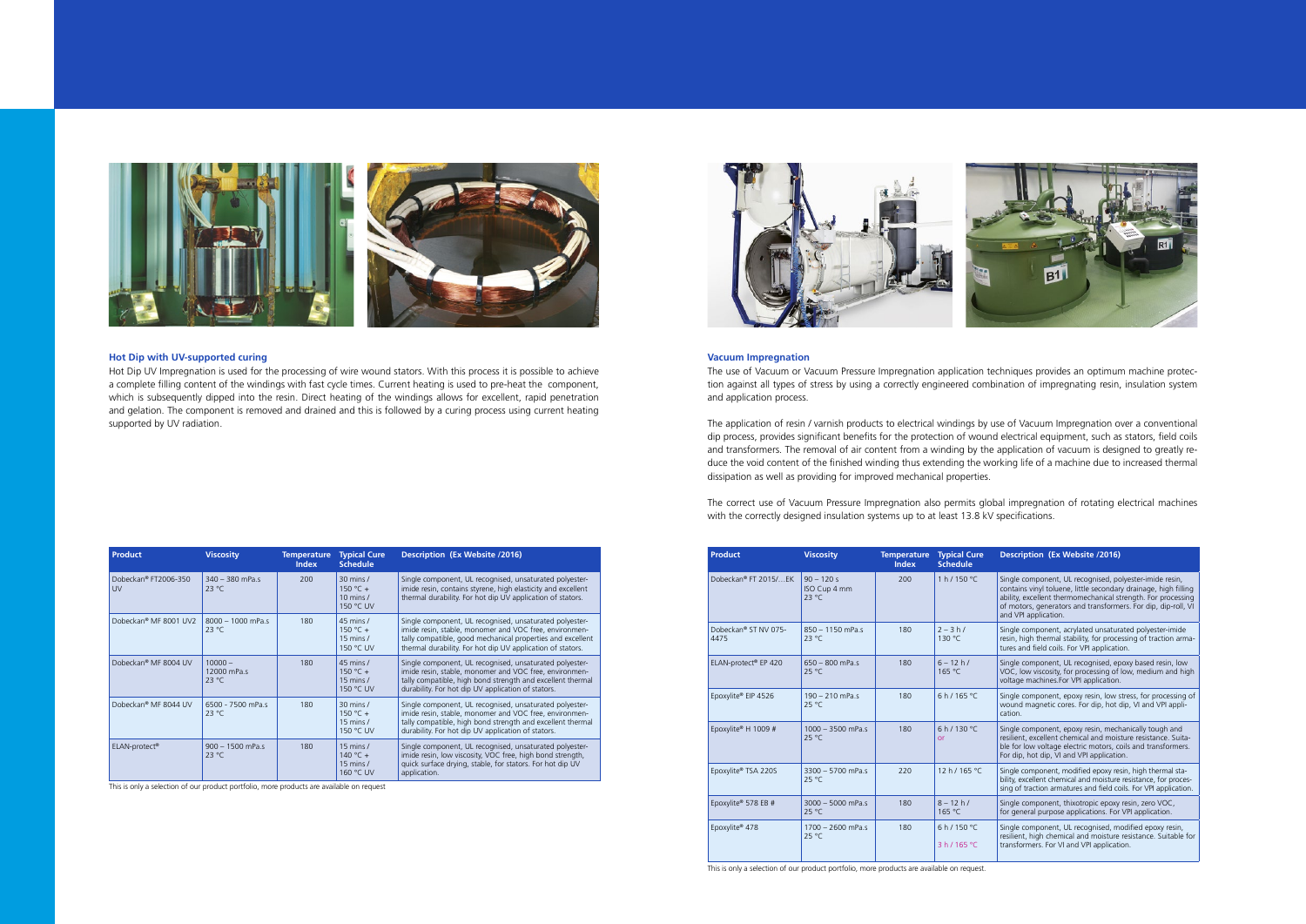## Hot Dip with UV-supported curing

Hot Dip UV Impregnation is used for the processing of wire wound stators. With this process it is possible to achieve a complete filling content of the windings with fast cycle times. Current heating is used to pre-heat the component, which is subsequently dipped into the resin. Direct heating of the windings allows for excellent, rapid penetration and gelation. The component is removed and drained and this is followed by a curing process using current heating supported by UV radiation.

| Product | Viscosity | Temperature Index | Typical Cure Schedule | Description (Ex Website /2016) |
|---|---|---|---|---|
| Dobeckan® FT2006-350 UV | 340 – 380 mPa.s 23 °C | 200 | 30 mins / 150 °C + 10 mins / 150 °C UV | Single component, UL recognised, unsaturated polyester-imide resin, contains styrene, high elasticity and excellent thermal durability. For hot dip UV application of stators. |
| Dobeckan® MF 8001 UV2 | 8000 – 1000 mPa.s 23 °C | 180 | 45 mins / 150 °C + 15 mins / 150 °C UV | Single component, UL recognised, unsaturated polyester-imide resin, stable, monomer and VOC free, environmentally compatible, good mechanical properties and excellent thermal durability. For hot dip UV application of stators. |
| Dobeckan® MF 8004 UV | 10000 – 12000 mPa.s 23 °C | 180 | 45 mins / 150 °C + 15 mins / 150 °C UV | Single component, UL recognised, unsaturated polyester-imide resin, stable, monomer and VOC free, environmentally compatible, high bond strength and excellent thermal durability. For hot dip UV application of stators. |
| Dobeckan® MF 8044 UV | 6500 - 7500 mPa.s 23 °C | 180 | 30 mins / 150 °C + 15 mins / 150 °C UV | Single component, UL recognised, unsaturated polyester-imide resin, stable, monomer and VOC free, environmentally compatible, high bond strength and excellent thermal durability. For hot dip UV application of stators. |
| ELAN-protect® | 900 – 1500 mPa.s 23 °C | 180 | 15 mins / 140 °C + 15 mins / 160 °C UV | Single component, UL recognised, unsaturated polyester-imide resin, low viscosity, VOC free, high bond strength, quick surface drying, stable, for stators. For hot dip UV application. |

This is only a selection of our product portfolio, more products are available on request

## Vacuum Impregnation

The use of Vacuum or Vacuum Pressure Impregnation application techniques provides an optimum machine protection against all types of stress by using a correctly engineered combination of impregnating resin, insulation system and application process.

The application of resin / varnish products to electrical windings by use of Vacuum Impregnation over a conventional dip process, provides significant benefits for the protection of wound electrical equipment, such as stators, field coils and transformers. The removal of air content from a winding by the application of vacuum is designed to greatly reduce the void content of the finished winding thus extending the working life of a machine due to increased thermal dissipation as well as providing for improved mechanical properties.

The correct use of Vacuum Pressure Impregnation also permits global impregnation of rotating electrical machines with the correctly designed insulation systems up to at least 13.8 kV specifications.

| Product | Viscosity | Temperature Index | Typical Cure Schedule | Description (Ex Website /2016) |
|---|---|---|---|---|
| Dobeckan® FT 2015/…EK | 90 – 120 s ISO Cup 4 mm 23 °C | 200 | 1 h / 150 °C | Single component, UL recognised, polyester-imide resin, contains vinyl toluene, little secondary drainage, high filling ability, excellent thermomechanical strength. For processing of motors, generators and transformers. For dip, dip-roll, VI and VPI application. |
| Dobeckan® ST NV 075-4475 | 850 – 1150 mPa.s 23 °C | 180 | 2 – 3 h / 130 °C | Single component, acrylated unsaturated polyester-imide resin, high thermal stability, for processing of traction armatures and field coils. For VPI application. |
| ELAN-protect® EP 420 | 650 – 800 mPa.s 25 °C | 180 | 6 – 12 h / 165 °C | Single component, UL recognised, epoxy based resin, low VOC, low viscosity, for processing of low, medium and high voltage machines.For VPI application. |
| Epoxylite® EIP 4526 | 190 – 210 mPa.s 25 °C | 180 | 6 h / 165 °C | Single component, epoxy resin, low stress, for processing of wound magnetic cores. For dip, hot dip, VI and VPI application. |
| Epoxylite® H 1009 # | 1000 – 3500 mPa.s 25 °C | 180 | 6 h / 130 °C or | Single component, epoxy resin, mechanically tough and resilient, excellent chemical and moisture resistance. Suitable for low voltage electric motors, coils and transformers. For dip, hot dip, VI and VPI application. |
| Epoxylite® TSA 220S | 3300 – 5700 mPa.s 25 °C | 220 | 12 h / 165 °C | Single component, modified epoxy resin, high thermal stability, excellent chemical and moisture resistance, for processing of traction armatures and field coils. For VPI application. |
| Epoxylite® 578 EB # | 3000 – 5000 mPa.s 25 °C | 180 | 8 – 12 h / 165 °C | Single component, thixotropic epoxy resin, zero VOC, for general purpose applications. For VPI application. |
| Epoxylite® 478 | 1700 – 2600 mPa.s 25 °C | 180 | 6 h / 150 °C 3 h / 165 °C | Single component, UL recognised, modified epoxy resin, resilient, high chemical and moisture resistance. Suitable for transformers. For VI and VPI application. |

This is only a selection of our product portfolio, more products are available on request.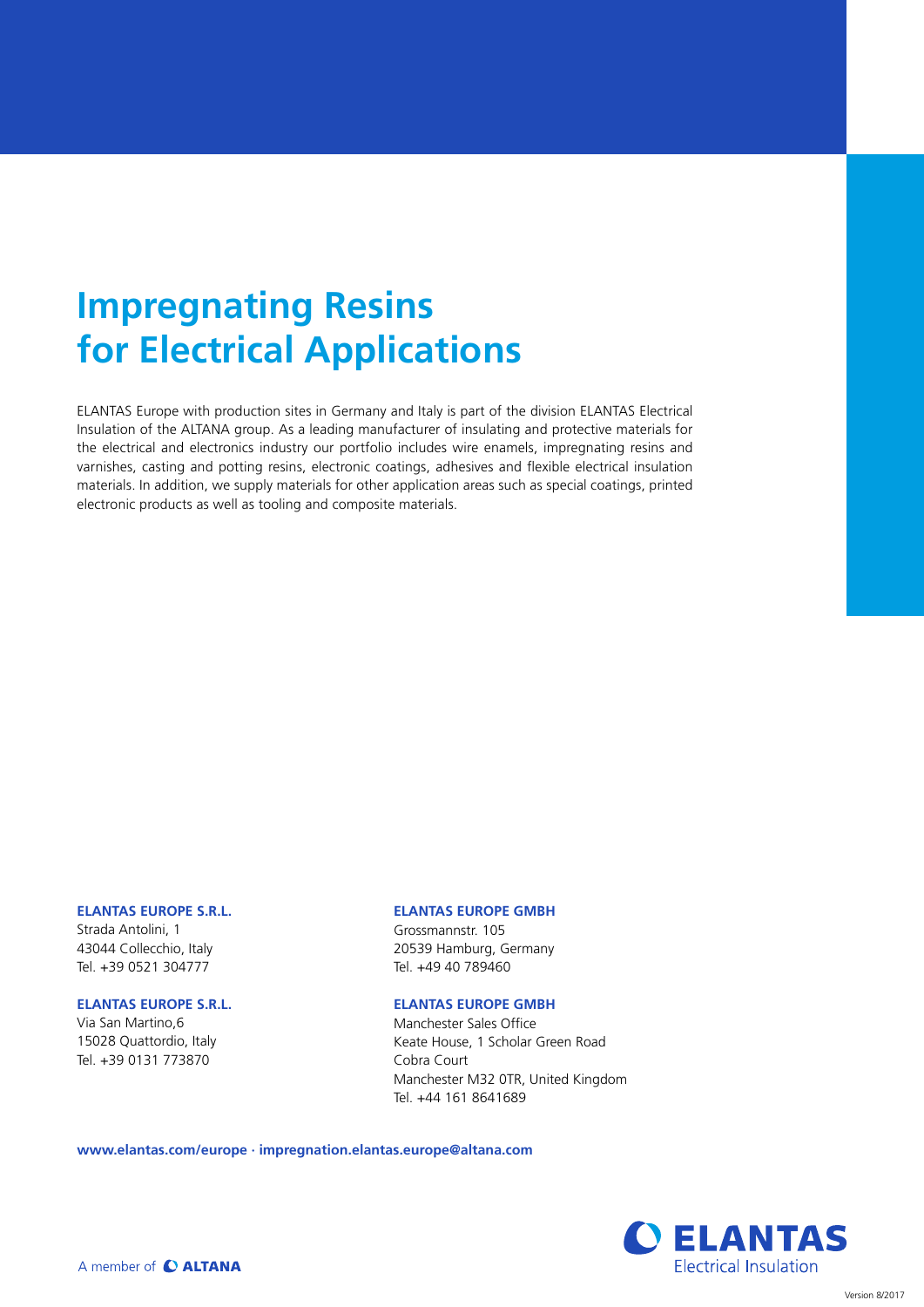# Impregnating Resins for Electrical Applications

ELANTAS Europe with production sites in Germany and Italy is part of the division ELANTAS Electrical Insulation of the ALTANA group. As a leading manufacturer of insulating and protective materials for the electrical and electronics industry our portfolio includes wire enamels, impregnating resins and varnishes, casting and potting resins, electronic coatings, adhesives and flexible electrical insulation materials. In addition, we supply materials for other application areas such as special coatings, printed electronic products as well as tooling and composite materials.

**ELANTAS EUROPE S.R.L.**
Strada Antolini, 1
43044 Collecchio, Italy
Tel. +39 0521 304777

**ELANTAS EUROPE S.R.L.**
Via San Martino,6
15028 Quattordio, Italy
Tel. +39 0131 773870

**ELANTAS EUROPE GMBH**
Grossmannstr. 105
20539 Hamburg, Germany
Tel. +49 40 789460

**ELANTAS EUROPE GMBH**
Manchester Sales Office
Keate House, 1 Scholar Green Road
Cobra Court
Manchester M32 0TR, United Kingdom
Tel. +44 161 8641689

**www.elantas.com/europe · impregnation.elantas.europe@altana.com**

A member of ALTANA

ELANTAS Electrical Insulation

Version 8/2017